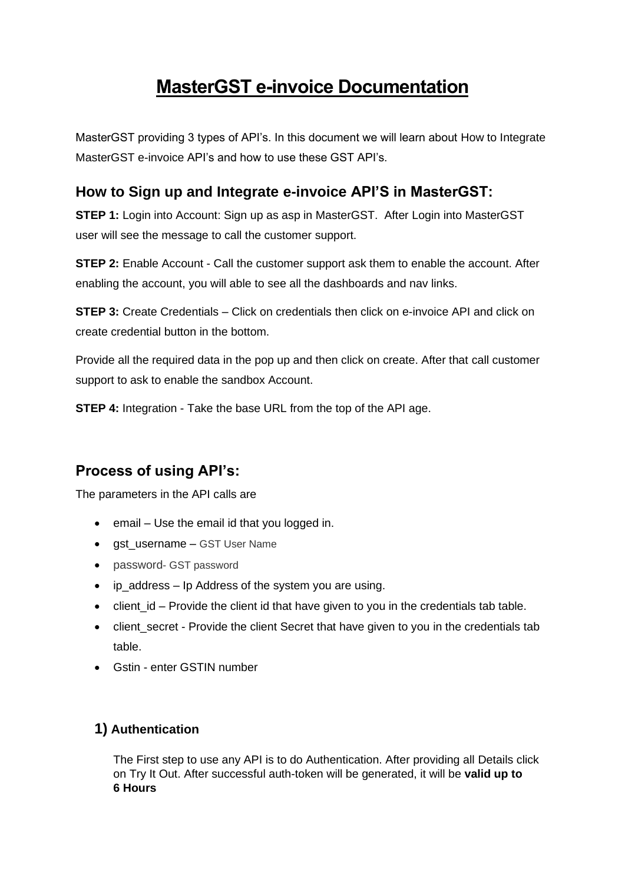# MasterGST e-invoice Documentation

MasterGST providing 3 types of API's. In this document we will learn about How to Integrate MasterGST e-invoice API's and how to use these GST API's.

## How to Sign up and Integrate e-invoice API'S in MasterGST:

**STEP 1:** Login into Account: Sign up as asp in MasterGST. After Login into MasterGST user will see the message to call the customer support.

**STEP 2:** Enable Account - Call the customer support ask them to enable the account. After enabling the account, you will able to see all the dashboards and nav links.

**STEP 3:** Create Credentials – Click on credentials then click on e-invoice API and click on create credential button in the bottom.

Provide all the required data in the pop up and then click on create. After that call customer support to ask to enable the sandbox Account.

**STEP 4:** Integration - Take the base URL from the top of the API age.

## Process of using API's:

The parameters in the API calls are

- email – Use the email id that you logged in.
- gst_username – GST User Name
- password- GST password
- ip_address – Ip Address of the system you are using.
- client_id – Provide the client id that have given to you in the credentials tab table.
- client_secret - Provide the client Secret that have given to you in the credentials tab table.
- Gstin - enter GSTIN number

### 1) Authentication

The First step to use any API is to do Authentication. After providing all Details click on Try It Out. After successful auth-token will be generated, it will be **valid up to 6 Hours**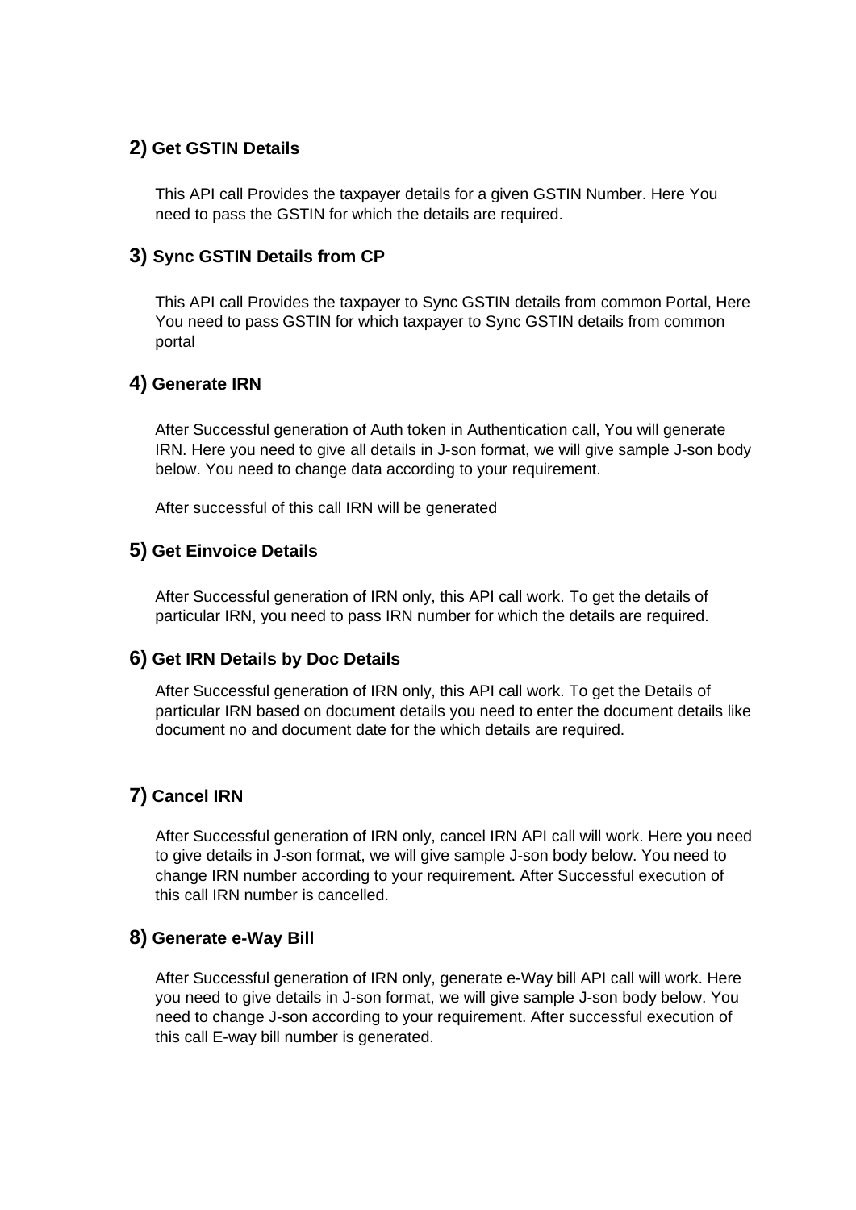## 2) Get GSTIN Details

This API call Provides the taxpayer details for a given GSTIN Number. Here You need to pass the GSTIN for which the details are required.

## 3) Sync GSTIN Details from CP

This API call Provides the taxpayer to Sync GSTIN details from common Portal, Here You need to pass GSTIN for which taxpayer to Sync GSTIN details from common portal

## 4) Generate IRN

After Successful generation of Auth token in Authentication call, You will generate IRN. Here you need to give all details in J-son format, we will give sample J-son body below. You need to change data according to your requirement.

After successful of this call IRN will be generated

## 5) Get Einvoice Details

After Successful generation of IRN only, this API call work. To get the details of particular IRN, you need to pass IRN number for which the details are required.

## 6) Get IRN Details by Doc Details

After Successful generation of IRN only, this API call work. To get the Details of particular IRN based on document details you need to enter the document details like document no and document date for the which details are required.

## 7) Cancel IRN

After Successful generation of IRN only, cancel IRN API call will work. Here you need to give details in J-son format, we will give sample J-son body below. You need to change IRN number according to your requirement. After Successful execution of this call IRN number is cancelled.

## 8) Generate e-Way Bill

After Successful generation of IRN only, generate e-Way bill API call will work. Here you need to give details in J-son format, we will give sample J-son body below. You need to change J-son according to your requirement. After successful execution of this call E-way bill number is generated.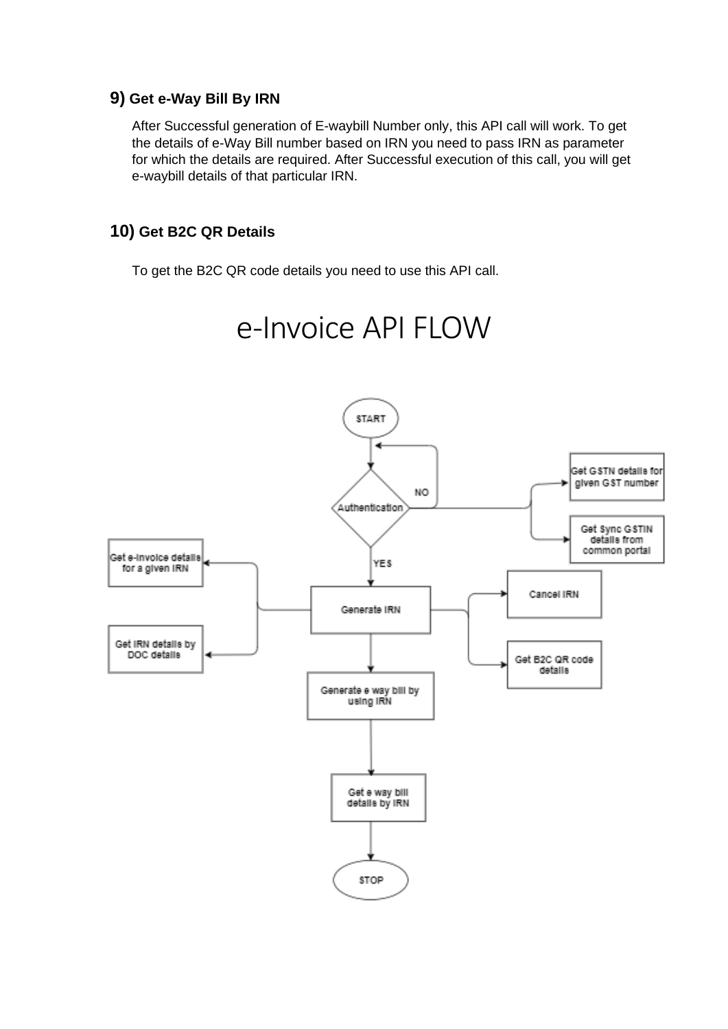**9) Get e-Way Bill By IRN**

After Successful generation of E-waybill Number only, this API call will work. To get the details of e-Way Bill number based on IRN you need to pass IRN as parameter for which the details are required. After Successful execution of this call, you will get e-waybill details of that particular IRN.

**10) Get B2C QR Details**

To get the B2C QR code details you need to use this API call.

# e-Invoice API FLOW

START

Authentication

NO

YES

Get GSTN details for given GST number

Get Sync GSTIN details from common portal

Get e-invoice details for a given IRN

Get IRN details by DOC details

Generate IRN

Cancel IRN

Get B2C QR code details

Generate e way bill by using IRN

Get e way bill details by IRN

STOP